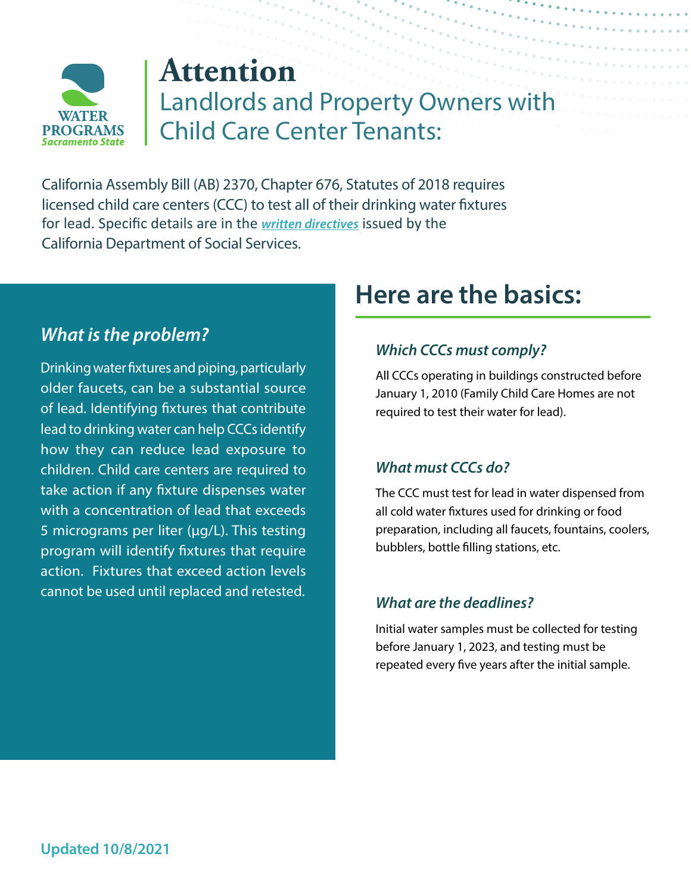WATER PROGRAMS
*Sacramento State*

# Attention

## Landlords and Property Owners with Child Care Center Tenants:

California Assembly Bill (AB) 2370, Chapter 676, Statutes of 2018 requires licensed child care centers (CCC) to test all of their drinking water fixtures for lead. Specific details are in the ***written directives*** issued by the California Department of Social Services.

### *What is the problem?*

Drinking water fixtures and piping, particularly older faucets, can be a substantial source of lead. Identifying fixtures that contribute lead to drinking water can help CCCs identify how they can reduce lead exposure to children. Child care centers are required to take action if any fixture dispenses water with a concentration of lead that exceeds 5 micrograms per liter (µg/L). This testing program will identify fixtures that require action. Fixtures that exceed action levels cannot be used until replaced and retested.

## Here are the basics:

### *Which CCCs must comply?*

All CCCs operating in buildings constructed before January 1, 2010 (Family Child Care Homes are not required to test their water for lead).

### *What must CCCs do?*

The CCC must test for lead in water dispensed from all cold water fixtures used for drinking or food preparation, including all faucets, fountains, coolers, bubblers, bottle filling stations, etc.

### *What are the deadlines?*

Initial water samples must be collected for testing before January 1, 2023, and testing must be repeated every five years after the initial sample.

**Updated 10/8/2021**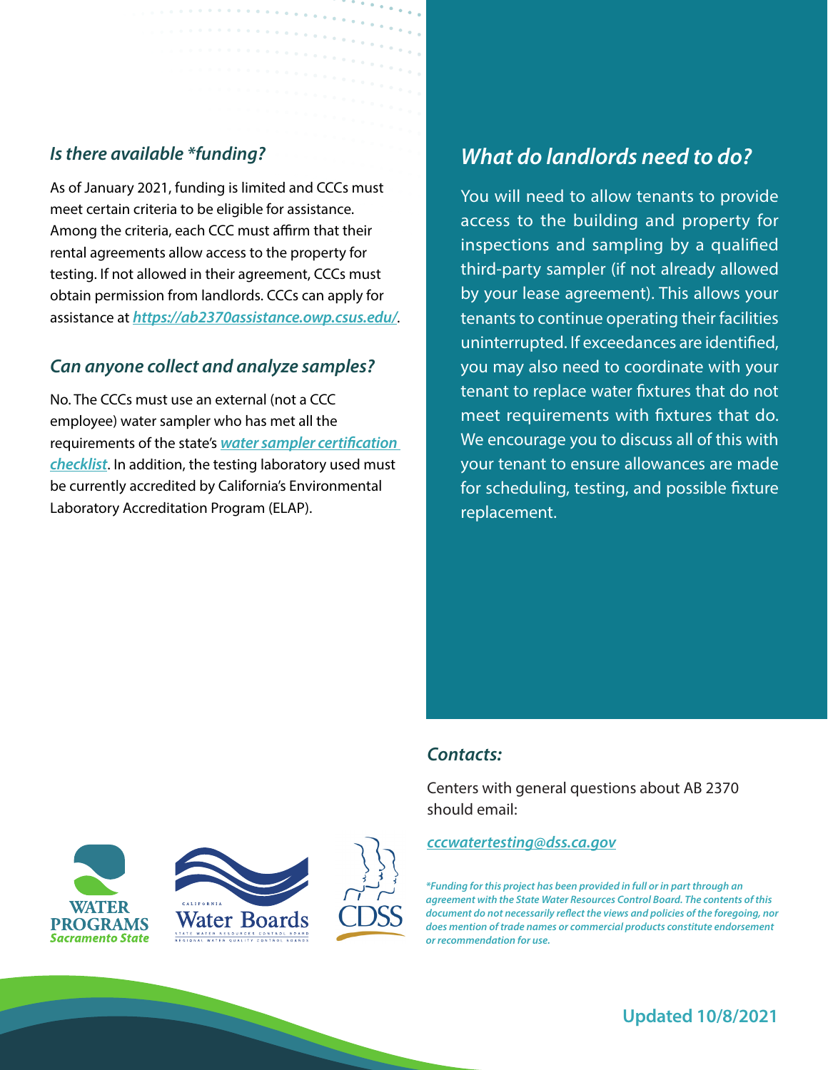## *Is there available \*funding?*

As of January 2021, funding is limited and CCCs must meet certain criteria to be eligible for assistance. Among the criteria, each CCC must affirm that their rental agreements allow access to the property for testing. If not allowed in their agreement, CCCs must obtain permission from landlords. CCCs can apply for assistance at ***https://ab2370assistance.owp.csus.edu/***.

## *Can anyone collect and analyze samples?*

No. The CCCs must use an external (not a CCC employee) water sampler who has met all the requirements of the state's ***water sampler certification checklist***. In addition, the testing laboratory used must be currently accredited by California's Environmental Laboratory Accreditation Program (ELAP).

## *What do landlords need to do?*

You will need to allow tenants to provide access to the building and property for inspections and sampling by a qualified third-party sampler (if not already allowed by your lease agreement). This allows your tenants to continue operating their facilities uninterrupted. If exceedances are identified, you may also need to coordinate with your tenant to replace water fixtures that do not meet requirements with fixtures that do. We encourage you to discuss all of this with your tenant to ensure allowances are made for scheduling, testing, and possible fixture replacement.

## *Contacts:*

Centers with general questions about AB 2370 should email:

***cccwatertesting@dss.ca.gov***

***\*Funding for this project has been provided in full or in part through an agreement with the State Water Resources Control Board. The contents of this document do not necessarily reflect the views and policies of the foregoing, nor does mention of trade names or commercial products constitute endorsement or recommendation for use.***

WATER PROGRAMS Sacramento State

California Water Boards — State Water Resources Control Board — Regional Water Quality Control Boards

CDSS

**Updated 10/8/2021**